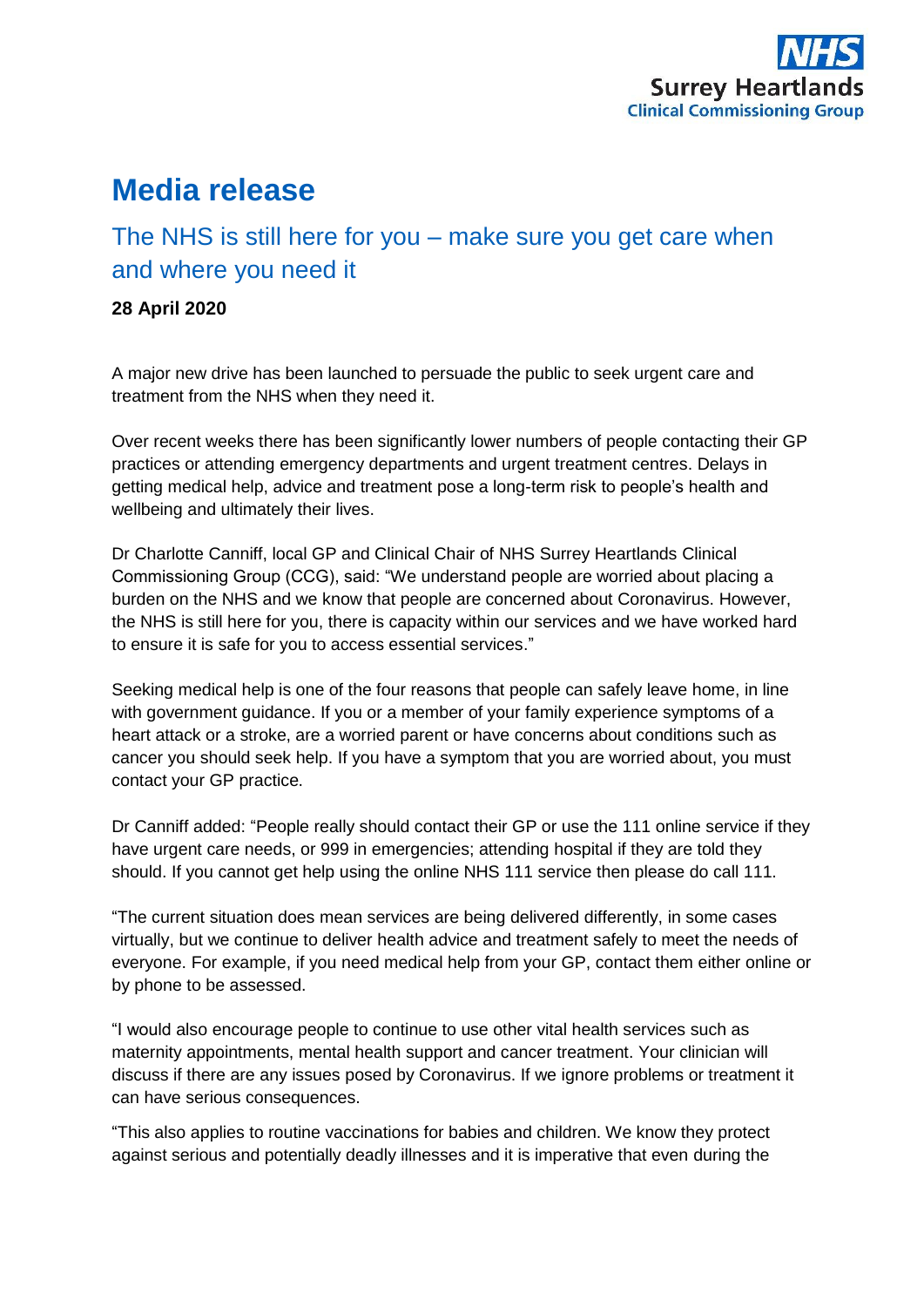NHS Surrey Heartlands Clinical Commissioning Group

# Media release

## The NHS is still here for you – make sure you get care when and where you need it

**28 April 2020**

A major new drive has been launched to persuade the public to seek urgent care and treatment from the NHS when they need it.

Over recent weeks there has been significantly lower numbers of people contacting their GP practices or attending emergency departments and urgent treatment centres. Delays in getting medical help, advice and treatment pose a long-term risk to people's health and wellbeing and ultimately their lives.

Dr Charlotte Canniff, local GP and Clinical Chair of NHS Surrey Heartlands Clinical Commissioning Group (CCG), said: "We understand people are worried about placing a burden on the NHS and we know that people are concerned about Coronavirus. However, the NHS is still here for you, there is capacity within our services and we have worked hard to ensure it is safe for you to access essential services."

Seeking medical help is one of the four reasons that people can safely leave home, in line with government guidance. If you or a member of your family experience symptoms of a heart attack or a stroke, are a worried parent or have concerns about conditions such as cancer you should seek help. If you have a symptom that you are worried about, you must contact your GP practice.

Dr Canniff added: "People really should contact their GP or use the 111 online service if they have urgent care needs, or 999 in emergencies; attending hospital if they are told they should. If you cannot get help using the online NHS 111 service then please do call 111.

"The current situation does mean services are being delivered differently, in some cases virtually, but we continue to deliver health advice and treatment safely to meet the needs of everyone. For example, if you need medical help from your GP, contact them either online or by phone to be assessed.

"I would also encourage people to continue to use other vital health services such as maternity appointments, mental health support and cancer treatment. Your clinician will discuss if there are any issues posed by Coronavirus. If we ignore problems or treatment it can have serious consequences.

"This also applies to routine vaccinations for babies and children. We know they protect against serious and potentially deadly illnesses and it is imperative that even during the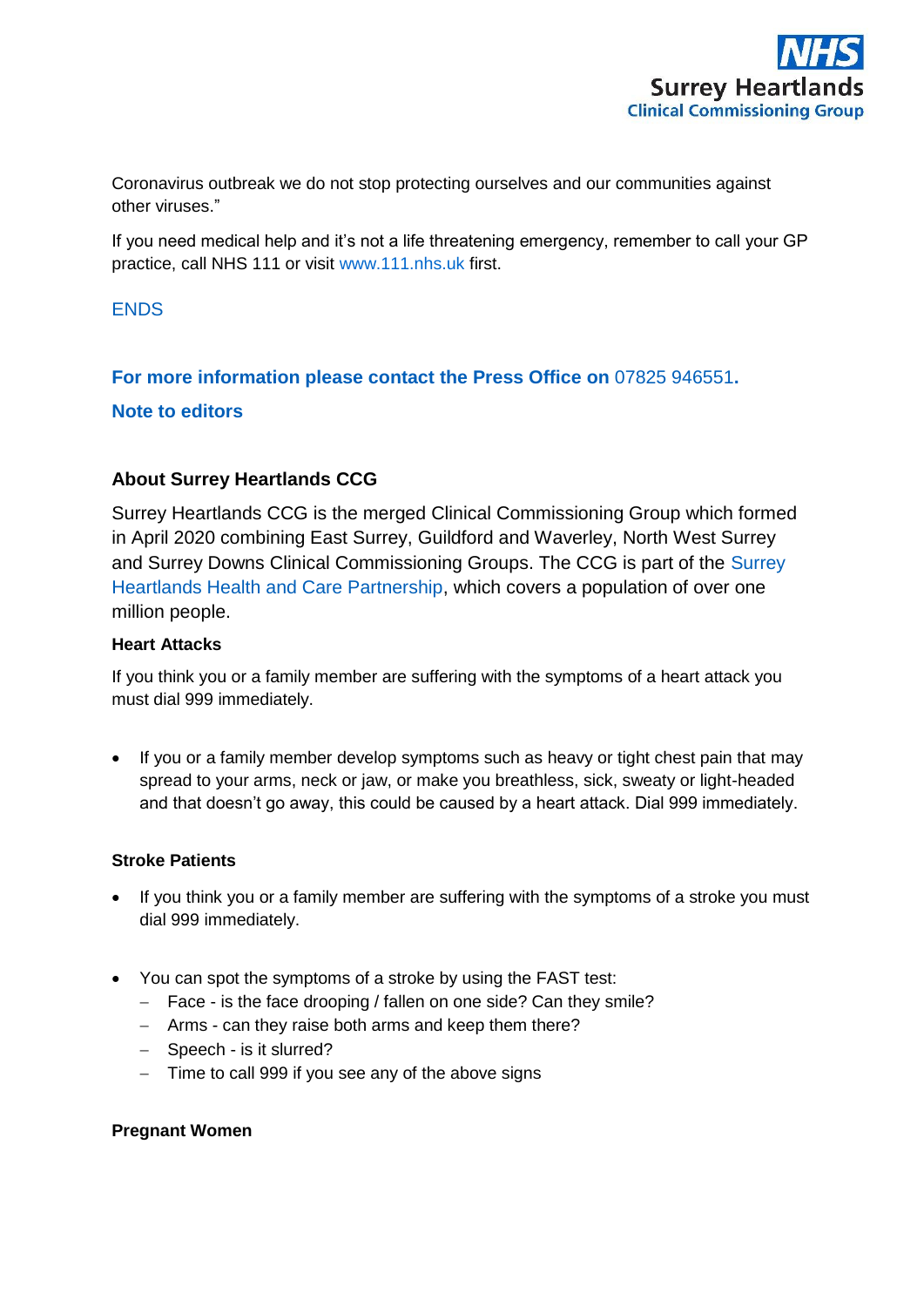Coronavirus outbreak we do not stop protecting ourselves and our communities against other viruses."

If you need medical help and it's not a life threatening emergency, remember to call your GP practice, call NHS 111 or visit www.111.nhs.uk first.

ENDS

**For more information please contact the Press Office on 07825 946551.**

**Note to editors**

### About Surrey Heartlands CCG

Surrey Heartlands CCG is the merged Clinical Commissioning Group which formed in April 2020 combining East Surrey, Guildford and Waverley, North West Surrey and Surrey Downs Clinical Commissioning Groups. The CCG is part of the Surrey Heartlands Health and Care Partnership, which covers a population of over one million people.

**Heart Attacks**

If you think you or a family member are suffering with the symptoms of a heart attack you must dial 999 immediately.

- If you or a family member develop symptoms such as heavy or tight chest pain that may spread to your arms, neck or jaw, or make you breathless, sick, sweaty or light-headed and that doesn't go away, this could be caused by a heart attack. Dial 999 immediately.

**Stroke Patients**

- If you think you or a family member are suffering with the symptoms of a stroke you must dial 999 immediately.

- You can spot the symptoms of a stroke by using the FAST test:
  - Face - is the face drooping / fallen on one side? Can they smile?
  - Arms - can they raise both arms and keep them there?
  - Speech - is it slurred?
  - Time to call 999 if you see any of the above signs

**Pregnant Women**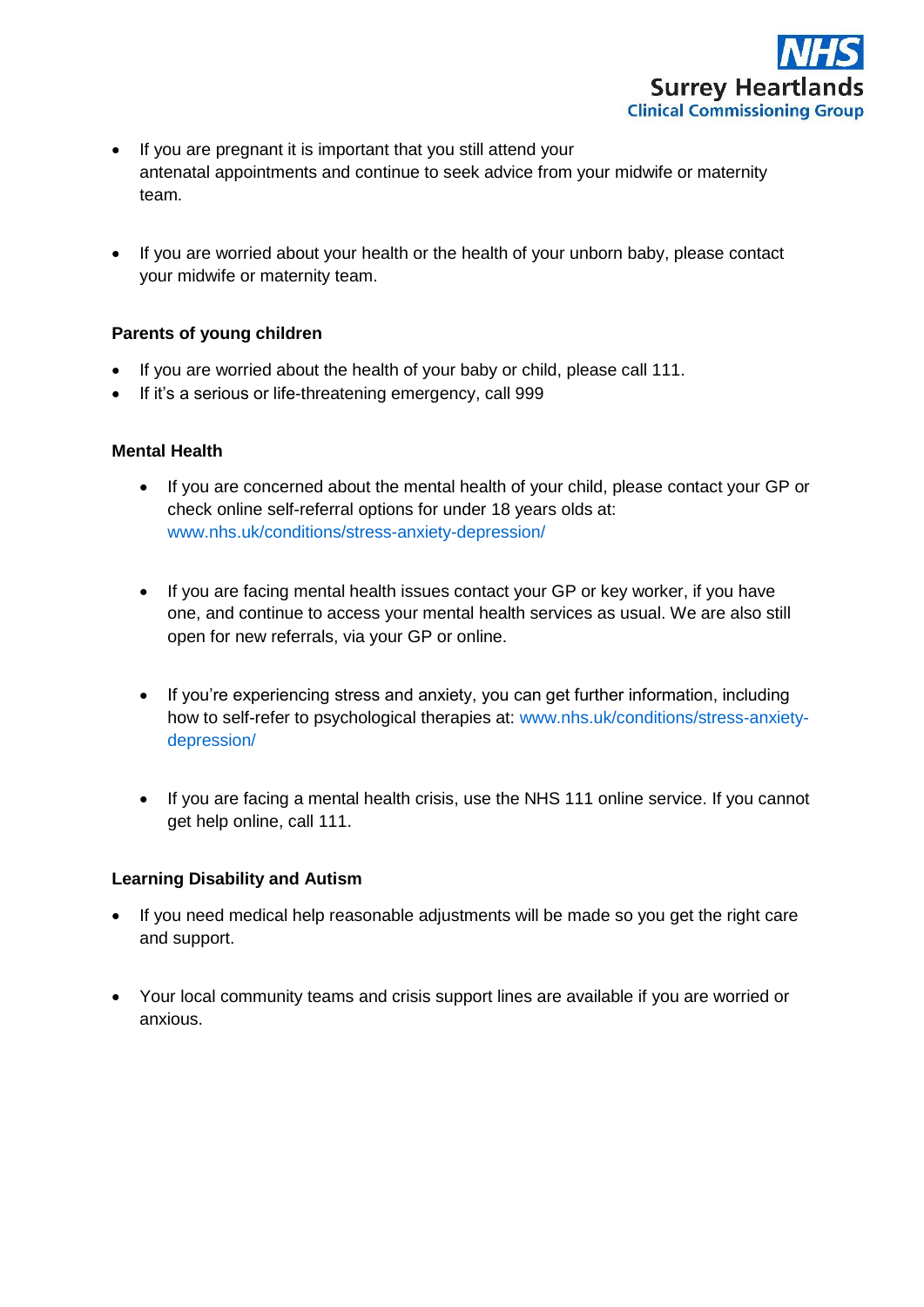- If you are pregnant it is important that you still attend your antenatal appointments and continue to seek advice from your midwife or maternity team.

- If you are worried about your health or the health of your unborn baby, please contact your midwife or maternity team.

**Parents of young children**

- If you are worried about the health of your baby or child, please call 111.
- If it's a serious or life-threatening emergency, call 999

**Mental Health**

- If you are concerned about the mental health of your child, please contact your GP or check online self-referral options for under 18 years olds at: www.nhs.uk/conditions/stress-anxiety-depression/

- If you are facing mental health issues contact your GP or key worker, if you have one, and continue to access your mental health services as usual. We are also still open for new referrals, via your GP or online.

- If you're experiencing stress and anxiety, you can get further information, including how to self-refer to psychological therapies at: www.nhs.uk/conditions/stress-anxiety-depression/

- If you are facing a mental health crisis, use the NHS 111 online service. If you cannot get help online, call 111.

**Learning Disability and Autism**

- If you need medical help reasonable adjustments will be made so you get the right care and support.

- Your local community teams and crisis support lines are available if you are worried or anxious.